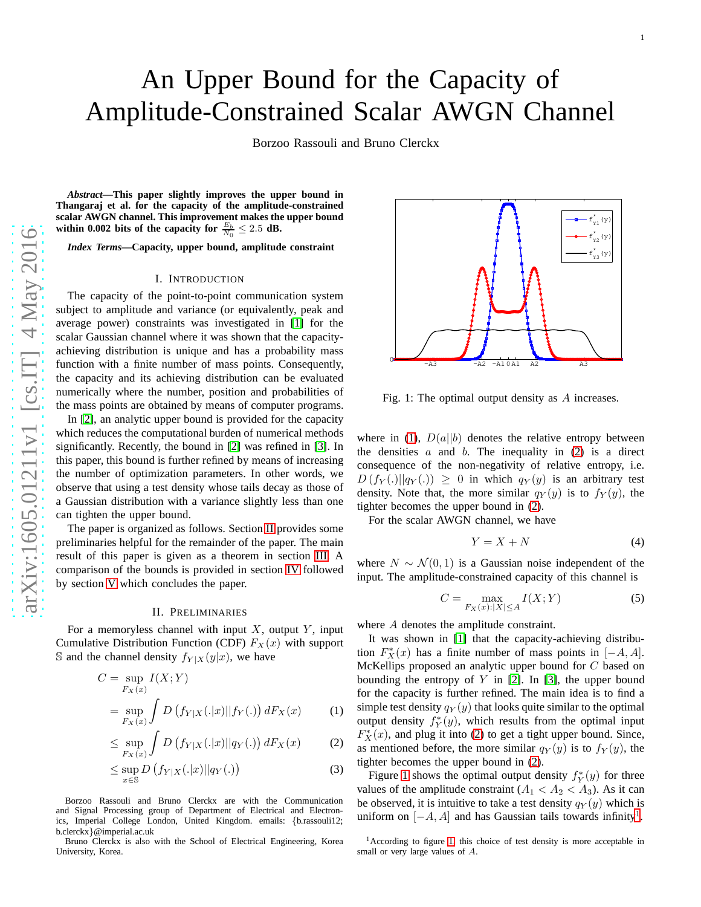# An Upper Bound for the Capacity of Amplitude-Constrained Scalar AWGN Channel

Borzoo Rassouli and Bruno Clerckx

***Abstract*—This paper slightly improves the upper bound in Thangaraj et al. for the capacity of the amplitude-constrained scalar AWGN channel. This improvement makes the upper bound within 0.002 bits of the capacity for $\frac{E_b}{N_0} \leq 2.5$ dB.**

***Index Terms*—Capacity, upper bound, amplitude constraint**

## I. Introduction

The capacity of the point-to-point communication system subject to amplitude and variance (or equivalently, peak and average power) constraints was investigated in [1] for the scalar Gaussian channel where it was shown that the capacity-achieving distribution is unique and has a probability mass function with a finite number of mass points. Consequently, the capacity and its achieving distribution can be evaluated numerically where the number, position and probabilities of the mass points are obtained by means of computer programs.

In [2], an analytic upper bound is provided for the capacity which reduces the computational burden of numerical methods significantly. Recently, the bound in [2] was refined in [3]. In this paper, this bound is further refined by means of increasing the number of optimization parameters. In other words, we observe that using a test density whose tails decay as those of a Gaussian distribution with a variance slightly less than one can tighten the upper bound.

The paper is organized as follows. Section II provides some preliminaries helpful for the remainder of the paper. The main result of this paper is given as a theorem in section III. A comparison of the bounds is provided in section IV followed by section V which concludes the paper.

## II. Preliminaries

For a memoryless channel with input $X$, output $Y$, input Cumulative Distribution Function (CDF) $F_X(x)$ with support $\mathbb{S}$ and the channel density $f_{Y|X}(y|x)$, we have

$$
\begin{aligned}
C &= \sup_{F_X(x)} I(X;Y) \\
&= \sup_{F_X(x)} \int D\left(f_{Y|X}(.|x)||f_Y(.)\right) dF_X(x) \quad (1) \\
&\leq \sup_{F_X(x)} \int D\left(f_{Y|X}(.|x)||q_Y(.)\right) dF_X(x) \quad (2) \\
&\leq \sup_{x\in\mathbb{S}} D\left(f_{Y|X}(.|x)||q_Y(.)\right) \quad (3)
\end{aligned}
$$

Fig. 1: The optimal output density as $A$ increases.

where in (1), $D(a||b)$ denotes the relative entropy between the densities $a$ and $b$. The inequality in (2) is a direct consequence of the non-negativity of relative entropy, i.e. $D\left(f_Y(.)||q_Y(.)\right) \geq 0$ in which $q_Y(y)$ is an arbitrary test density. Note that, the more similar $q_Y(y)$ is to $f_Y(y)$, the tighter becomes the upper bound in (2).

For the scalar AWGN channel, we have

$$Y = X + N \quad (4)$$

where $N \sim \mathcal{N}(0,1)$ is a Gaussian noise independent of the input. The amplitude-constrained capacity of this channel is

$$C = \max_{F_X(x):|X|\leq A} I(X;Y) \quad (5)$$

where $A$ denotes the amplitude constraint.

It was shown in [1] that the capacity-achieving distribution $F_X^*(x)$ has a finite number of mass points in $[-A, A]$. McKellips proposed an analytic upper bound for $C$ based on bounding the entropy of $Y$ in [2]. In [3], the upper bound for the capacity is further refined. The main idea is to find a simple test density $q_Y(y)$ that looks quite similar to the optimal output density $f_Y^*(y)$, which results from the optimal input $F_X^*(x)$, and plug it into (2) to get a tight upper bound. Since, as mentioned before, the more similar $q_Y(y)$ is to $f_Y(y)$, the tighter becomes the upper bound in (2).

Figure 1 shows the optimal output density $f_Y^*(y)$ for three values of the amplitude constraint ($A_1 < A_2 < A_3$). As it can be observed, it is intuitive to take a test density $q_Y(y)$ which is uniform on $[-A, A]$ and has Gaussian tails towards infinity[1].

[1] According to figure 1 this choice of test density is more acceptable in small or very large values of $A$.

Borzoo Rassouli and Bruno Clerckx are with the Communication and Signal Processing group of Department of Electrical and Electronics, Imperial College London, United Kingdom. emails: {b.rassouli12; b.clerckx}@imperial.ac.uk

Bruno Clerckx is also with the School of Electrical Engineering, Korea University, Korea.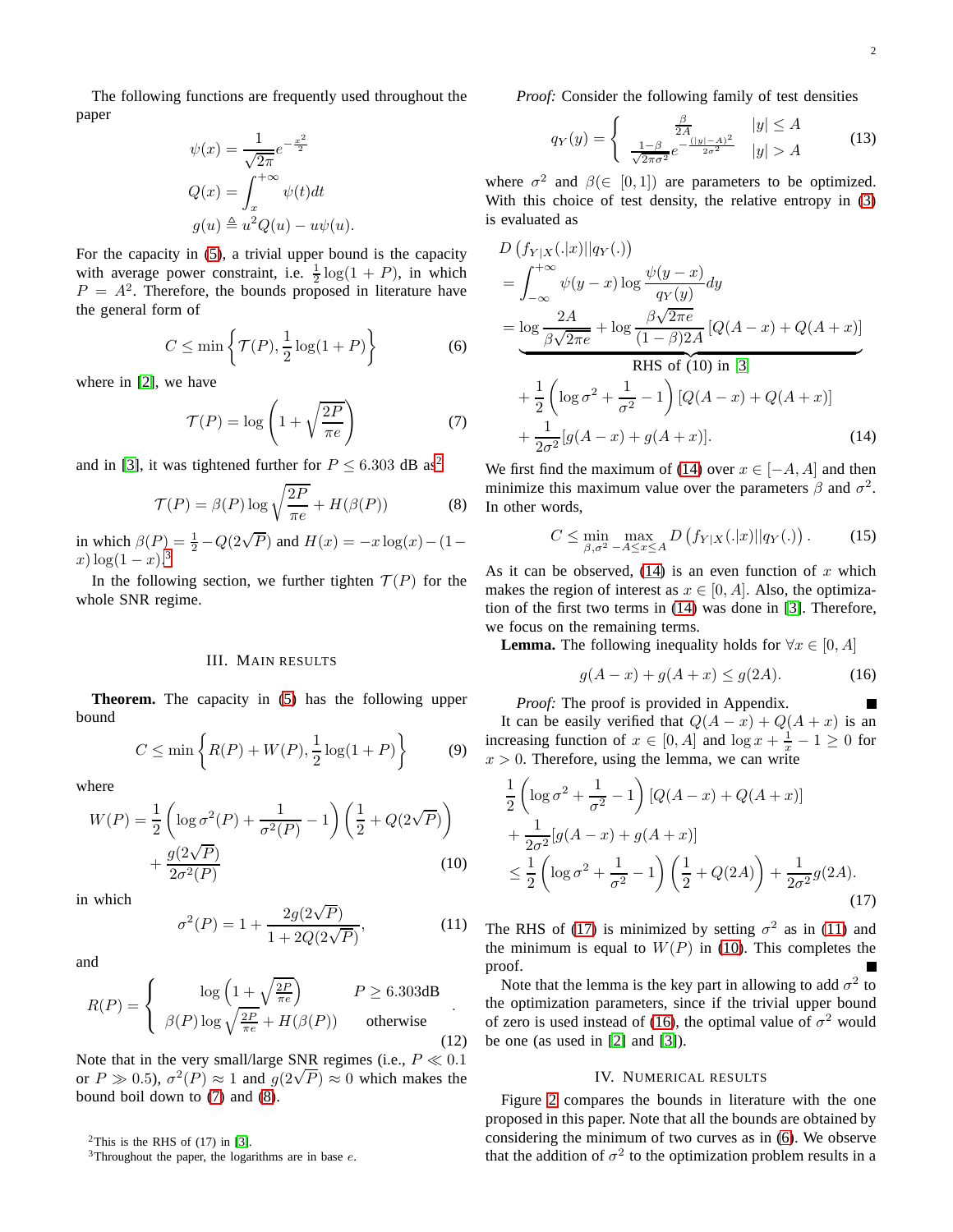The following functions are frequently used throughout the paper

$$\psi(x) = \frac{1}{\sqrt{2\pi}} e^{-\frac{x^2}{2}}$$
$$Q(x) = \int_x^{+\infty} \psi(t) dt$$
$$g(u) \triangleq u^2 Q(u) - u\psi(u).$$

For the capacity in (5), a trivial upper bound is the capacity with average power constraint, i.e. $\frac{1}{2}\log(1+P)$, in which $P = A^2$. Therefore, the bounds proposed in literature have the general form of

$$C \le \min\left\{ \mathcal{T}(P), \frac{1}{2}\log(1+P) \right\} \tag{6}$$

where in [2], we have

$$\mathcal{T}(P) = \log\left(1 + \sqrt{\frac{2P}{\pi e}}\right) \tag{7}$$

and in [3], it was tightened further for $P \le 6.303$ dB as[2]

$$\mathcal{T}(P) = \beta(P) \log \sqrt{\frac{2P}{\pi e}} + H(\beta(P)) \tag{8}$$

in which $\beta(P) = \frac{1}{2} - Q(2\sqrt{P})$ and $H(x) = -x\log(x) - (1-x)\log(1-x)$.[3]

In the following section, we further tighten $\mathcal{T}(P)$ for the whole SNR regime.

## III. Main results

**Theorem.** The capacity in (5) has the following upper bound

$$C \le \min\left\{ R(P) + W(P), \frac{1}{2}\log(1+P) \right\} \tag{9}$$

where

$$W(P) = \frac{1}{2}\left(\log \sigma^2(P) + \frac{1}{\sigma^2(P)} - 1\right)\left(\frac{1}{2} + Q(2\sqrt{P})\right) + \frac{g(2\sqrt{P})}{2\sigma^2(P)} \tag{10}$$

in which

$$\sigma^2(P) = 1 + \frac{2g(2\sqrt{P})}{1 + 2Q(2\sqrt{P})}, \tag{11}$$

and

$$R(P) = \begin{cases} \log\left(1 + \sqrt{\frac{2P}{\pi e}}\right) & P \ge 6.303\text{dB} \\ \beta(P) \log \sqrt{\frac{2P}{\pi e}} + H(\beta(P)) & \text{otherwise} \end{cases}. \tag{12}$$

Note that in the very small/large SNR regimes (i.e., $P \ll 0.1$ or $P \gg 0.5$), $\sigma^2(P) \approx 1$ and $g(2\sqrt{P}) \approx 0$ which makes the bound boil down to (7) and (8).

*Proof:* Consider the following family of test densities

$$q_Y(y) = \begin{cases} \frac{\beta}{2A} & |y| \le A \\ \frac{1-\beta}{\sqrt{2\pi\sigma^2}} e^{-\frac{(|y|-A)^2}{2\sigma^2}} & |y| > A \end{cases} \tag{13}$$

where $\sigma^2$ and $\beta (\in [0,1])$ are parameters to be optimized. With this choice of test density, the relative entropy in (3) is evaluated as

$$\begin{aligned}
&D\left(f_{Y|X}(.|x) \| q_Y(.)\right) \\
&= \int_{-\infty}^{+\infty} \psi(y-x) \log \frac{\psi(y-x)}{q_Y(y)} dy \\
&= \underbrace{\log \frac{2A}{\beta\sqrt{2\pi e}} + \log \frac{\beta\sqrt{2\pi e}}{(1-\beta)2A}\left[Q(A-x) + Q(A+x)\right]}_{\text{RHS of (10) in [3]}} \\
&\quad + \frac{1}{2}\left(\log \sigma^2 + \frac{1}{\sigma^2} - 1\right)\left[Q(A-x) + Q(A+x)\right] \\
&\quad + \frac{1}{2\sigma^2}\left[g(A-x) + g(A+x)\right].
\end{aligned} \tag{14}$$

We first find the maximum of (14) over $x \in [-A, A]$ and then minimize this maximum value over the parameters $\beta$ and $\sigma^2$. In other words,

$$C \le \min_{\beta, \sigma^2} \max_{-A \le x \le A} D\left(f_{Y|X}(.|x) \| q_Y(.)\right). \tag{15}$$

As it can be observed, (14) is an even function of $x$ which makes the region of interest as $x \in [0, A]$. Also, the optimization of the first two terms in (14) was done in [3]. Therefore, we focus on the remaining terms.

**Lemma.** The following inequality holds for $\forall x \in [0, A]$

$$g(A-x) + g(A+x) \le g(2A). \tag{16}$$

*Proof:* The proof is provided in Appendix. ∎

It can be easily verified that $Q(A-x) + Q(A+x)$ is an increasing function of $x \in [0, A]$ and $\log x + \frac{1}{x} - 1 \ge 0$ for $x > 0$. Therefore, using the lemma, we can write

$$\begin{aligned}
&\frac{1}{2}\left(\log \sigma^2 + \frac{1}{\sigma^2} - 1\right)\left[Q(A-x) + Q(A+x)\right] \\
&+ \frac{1}{2\sigma^2}\left[g(A-x) + g(A+x)\right] \\
&\le \frac{1}{2}\left(\log \sigma^2 + \frac{1}{\sigma^2} - 1\right)\left(\frac{1}{2} + Q(2A)\right) + \frac{1}{2\sigma^2} g(2A).
\end{aligned} \tag{17}$$

The RHS of (17) is minimized by setting $\sigma^2$ as in (11) and the minimum is equal to $W(P)$ in (10). This completes the proof. ∎

Note that the lemma is the key part in allowing to add $\sigma^2$ to the optimization parameters, since if the trivial upper bound of zero is used instead of (16), the optimal value of $\sigma^2$ would be one (as used in [2] and [3]).

## IV. Numerical results

Figure 2 compares the bounds in literature with the one proposed in this paper. Note that all the bounds are obtained by considering the minimum of two curves as in (6). We observe that the addition of $\sigma^2$ to the optimization problem results in a

---

[2] This is the RHS of (17) in [3].

[3] Throughout the paper, the logarithms are in base $e$.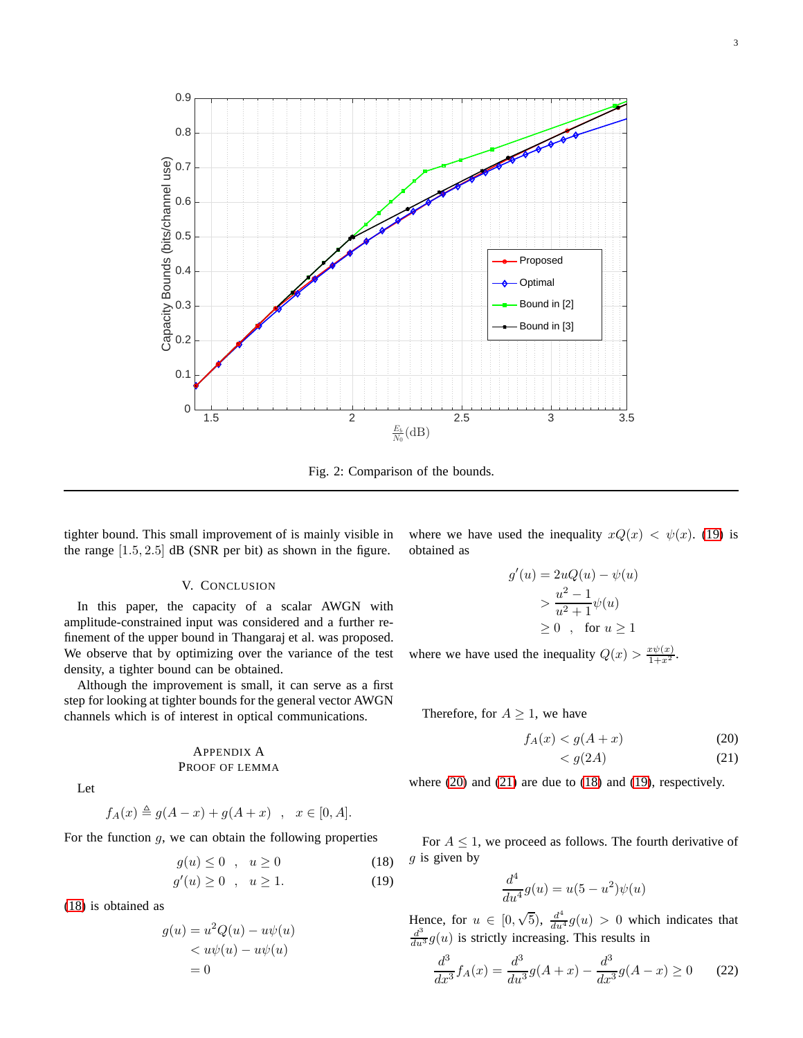Fig. 2: Comparison of the bounds.

tighter bound. This small improvement of is mainly visible in the range $[1.5, 2.5]$ dB (SNR per bit) as shown in the figure.

## V. Conclusion

In this paper, the capacity of a scalar AWGN with amplitude-constrained input was considered and a further refinement of the upper bound in Thangaraj et al. was proposed. We observe that by optimizing over the variance of the test density, a tighter bound can be obtained.

Although the improvement is small, it can serve as a first step for looking at tighter bounds for the general vector AWGN channels which is of interest in optical communications.

## Appendix A
## Proof of Lemma

Let

$$f_A(x) \triangleq g(A-x) + g(A+x) \quad , \quad x \in [0, A].$$

For the function $g$, we can obtain the following properties

$$g(u) \le 0 \quad , \quad u \ge 0 \tag{18}$$

$$g'(u) \ge 0 \quad , \quad u \ge 1. \tag{19}$$

(18) is obtained as

$$\begin{aligned} g(u) &= u^2 Q(u) - u\psi(u) \\ &< u\psi(u) - u\psi(u) \\ &= 0 \end{aligned}$$

where we have used the inequality $xQ(x) < \psi(x)$. (19) is obtained as

$$\begin{aligned} g'(u) &= 2uQ(u) - \psi(u) \\ &> \frac{u^2-1}{u^2+1}\psi(u) \\ &\ge 0 \quad , \quad \text{for } u \ge 1 \end{aligned}$$

where we have used the inequality $Q(x) > \frac{x\psi(x)}{1+x^2}$.

Therefore, for $A \ge 1$, we have

$$f_A(x) < g(A+x) \tag{20}$$

$$< g(2A) \tag{21}$$

where (20) and (21) are due to (18) and (19), respectively.

For $A \le 1$, we proceed as follows. The fourth derivative of $g$ is given by

$$\frac{d^4}{du^4} g(u) = u(5-u^2)\psi(u)$$

Hence, for $u \in [0, \sqrt{5})$, $\frac{d^4}{du^4} g(u) > 0$ which indicates that $\frac{d^3}{du^3} g(u)$ is strictly increasing. This results in

$$\frac{d^3}{dx^3} f_A(x) = \frac{d^3}{du^3} g(A+x) - \frac{d^3}{dx^3} g(A-x) \ge 0 \tag{22}$$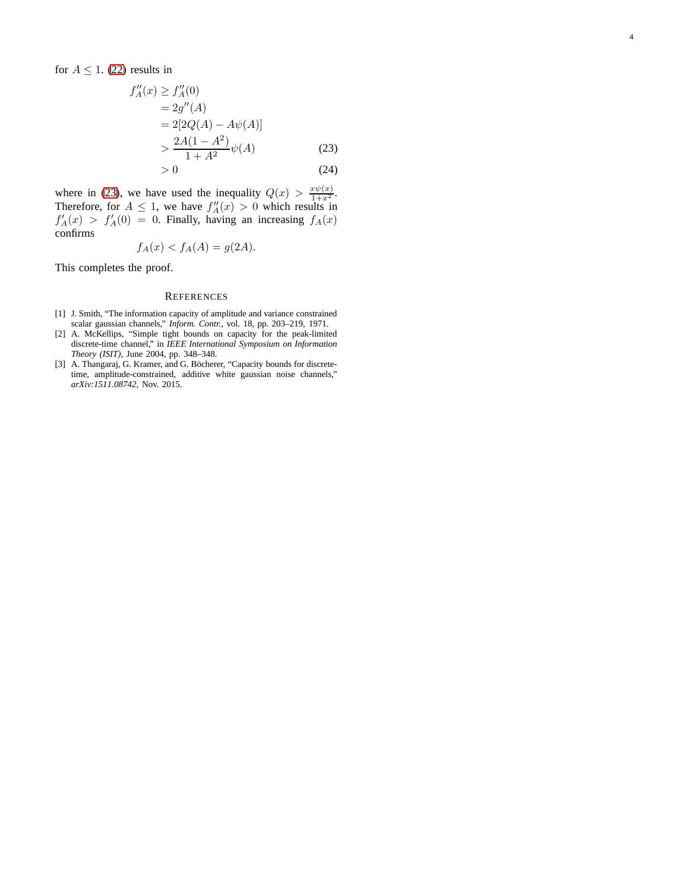for $A \leq 1$. (22) results in

$$
\begin{aligned}
f_A''(x) &\geq f_A''(0) \\
&= 2g''(A) \\
&= 2[2Q(A) - A\psi(A)] \\
&> \frac{2A(1-A^2)}{1+A^2}\psi(A) \qquad (23) \\
&> 0 \qquad (24)
\end{aligned}
$$

where in (23), we have used the inequality $Q(x) > \frac{x\psi(x)}{1+x^2}$. Therefore, for $A \leq 1$, we have $f_A''(x) > 0$ which results in $f_A'(x) > f_A'(0) = 0$. Finally, having an increasing $f_A(x)$ confirms

$$
f_A(x) < f_A(A) = g(2A).
$$

This completes the proof.

## References

[1] J. Smith, "The information capacity of amplitude and variance constrained scalar gaussian channels," *Inform. Contr.*, vol. 18, pp. 203–219, 1971.

[2] A. McKellips, "Simple tight bounds on capacity for the peak-limited discrete-time channel," in *IEEE International Symposium on Information Theory (ISIT)*, June 2004, pp. 348–348.

[3] A. Thangaraj, G. Kramer, and G. Böcherer, "Capacity bounds for discrete-time, amplitude-constrained, additive white gaussian noise channels," *arXiv:1511.08742*, Nov. 2015.